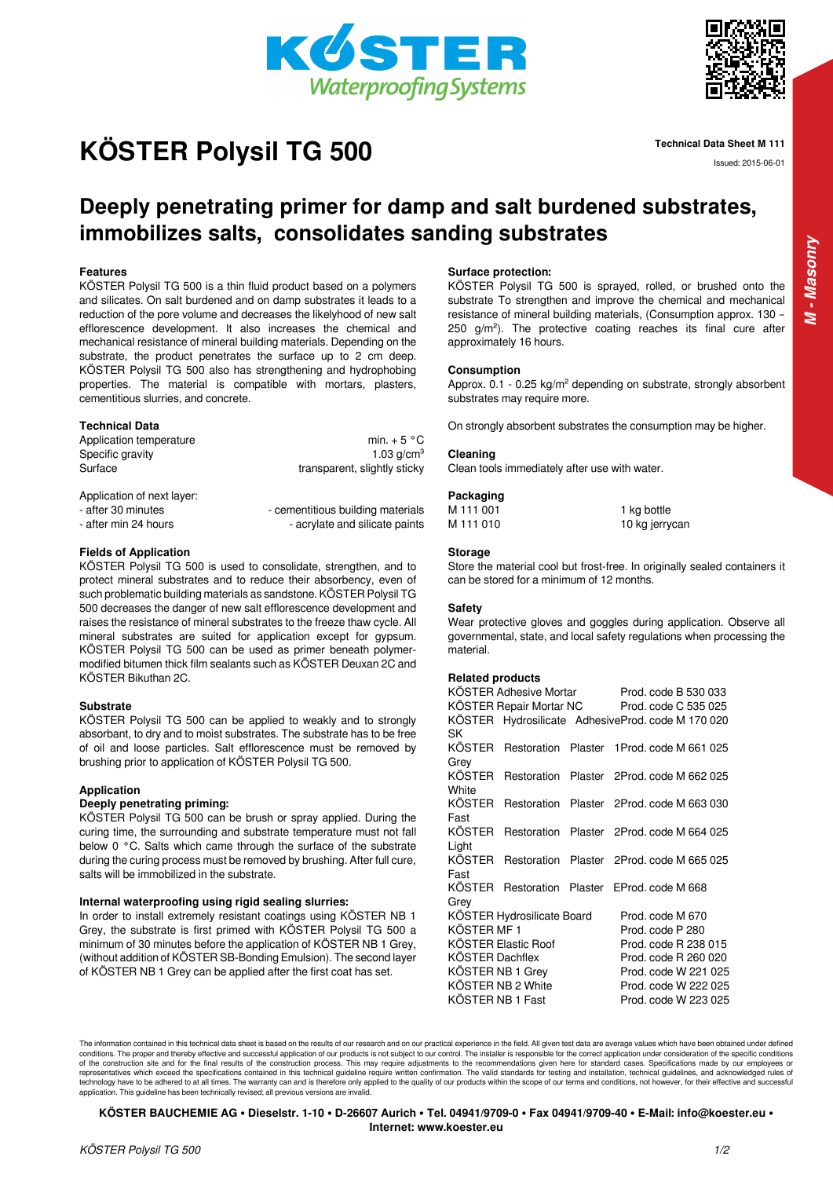# KÖSTER Polysil TG 500

Technical Data Sheet M 111

Issued: 2015-06-01

## Deeply penetrating primer for damp and salt burdened substrates, immobilizes salts, consolidates sanding substrates

### Features

KÖSTER Polysil TG 500 is a thin fluid product based on a polymers and silicates. On salt burdened and on damp substrates it leads to a reduction of the pore volume and decreases the likelyhood of new salt efflorescence development. It also increases the chemical and mechanical resistance of mineral building materials. Depending on the substrate, the product penetrates the surface up to 2 cm deep. KÖSTER Polysil TG 500 also has strengthening and hydrophobing properties. The material is compatible with mortars, plasters, cementitious slurries, and concrete.

### Technical Data

| | |
|---|---|
| Application temperature | min. + 5 °C |
| Specific gravity | 1.03 g/cm$^3$ |
| Surface | transparent, slightly sticky |

Application of next layer:

| | |
|---|---|
| - after 30 minutes | - cementitious building materials |
| - after min 24 hours | - acrylate and silicate paints |

### Fields of Application

KÖSTER Polysil TG 500 is used to consolidate, strengthen, and to protect mineral substrates and to reduce their absorbency, even of such problematic building materials as sandstone. KÖSTER Polysil TG 500 decreases the danger of new salt efflorescence development and raises the resistance of mineral substrates to the freeze thaw cycle. All mineral substrates are suited for application except for gypsum. KÖSTER Polysil TG 500 can be used as primer beneath polymer-modified bitumen thick film sealants such as KÖSTER Deuxan 2C and KÖSTER Bikuthan 2C.

### Substrate

KÖSTER Polysil TG 500 can be applied to weakly and to strongly absorbant, to dry and to moist substrates. The substrate has to be free of oil and loose particles. Salt efflorescence must be removed by brushing prior to application of KÖSTER Polysil TG 500.

### Application

#### Deeply penetrating priming:

KÖSTER Polysil TG 500 can be brush or spray applied. During the curing time, the surrounding and substrate temperature must not fall below 0 °C. Salts which came through the surface of the substrate during the curing process must be removed by brushing. After full cure, salts will be immobilized in the substrate.

#### Internal waterproofing using rigid sealing slurries:

In order to install extremely resistant coatings using KÖSTER NB 1 Grey, the substrate is first primed with KÖSTER Polysil TG 500 a minimum of 30 minutes before the application of KÖSTER NB 1 Grey, (without addition of KÖSTER SB-Bonding Emulsion). The second layer of KÖSTER NB 1 Grey can be applied after the first coat has set.

#### Surface protection:

KÖSTER Polysil TG 500 is sprayed, rolled, or brushed onto the substrate To strengthen and improve the chemical and mechanical resistance of mineral building materials, (Consumption approx. 130 – 250 g/m$^2$). The protective coating reaches its final cure after approximately 16 hours.

### Consumption

Approx. 0.1 - 0.25 kg/m$^2$ depending on substrate, strongly absorbent substrates may require more.

On strongly absorbent substrates the consumption may be higher.

### Cleaning

Clean tools immediately after use with water.

### Packaging

| | |
|---|---|
| M 111 001 | 1 kg bottle |
| M 111 010 | 10 kg jerrycan |

### Storage

Store the material cool but frost-free. In originally sealed containers it can be stored for a minimum of 12 months.

### Safety

Wear protective gloves and goggles during application. Observe all governmental, state, and local safety regulations when processing the material.

### Related products

| | |
|---|---|
| KÖSTER Adhesive Mortar | Prod. code B 530 033 |
| KÖSTER Repair Mortar NC | Prod. code C 535 025 |
| KÖSTER Hydrosilicate Adhesive SK | Prod. code M 170 020 |
| KÖSTER Restoration Plaster 1 Grey | Prod. code M 661 025 |
| KÖSTER Restoration Plaster 2 White | Prod. code M 662 025 |
| KÖSTER Restoration Plaster 2 Fast | Prod. code M 663 030 |
| KÖSTER Restoration Plaster 2 Light | Prod. code M 664 025 |
| KÖSTER Restoration Plaster 2 Fast Grey | Prod. code M 665 025 |
| KÖSTER Restoration Plaster E | Prod. code M 668 |
| KÖSTER Hydrosilicate Board | Prod. code M 670 |
| KÖSTER MF 1 | Prod. code P 280 |
| KÖSTER Elastic Roof | Prod. code R 238 015 |
| KÖSTER Dachflex | Prod. code R 260 020 |
| KÖSTER NB 1 Grey | Prod. code W 221 025 |
| KÖSTER NB 2 White | Prod. code W 222 025 |
| KÖSTER NB 1 Fast | Prod. code W 223 025 |

The information contained in this technical data sheet is based on the results of our research and on our practical experience in the field. All given test data are average values which have been obtained under defined conditions. The proper and thereby effective and successful application of our products is not subject to our control. The installer is responsible for the correct application under consideration of the specific conditions of the construction site and for the final results of the construction process. This may require adjustments to the recommendations given here for standard cases. Specifications made by our employees or representatives which exceed the specifications contained in this technical guideline require written confirmation. The valid standards for testing and installation, technical guidelines, and acknowledged rules of technology have to be adhered to at all times. The warranty can and is therefore only applied to the quality of our products within the scope of our terms and conditions, not however, for their effective and successful application. This guideline has been technically revised; all previous versions are invalid.

**KÖSTER BAUCHEMIE AG • Dieselstr. 1-10 • D-26607 Aurich • Tel. 04941/9709-0 • Fax 04941/9709-40 • E-Mail: info@koester.eu • Internet: www.koester.eu**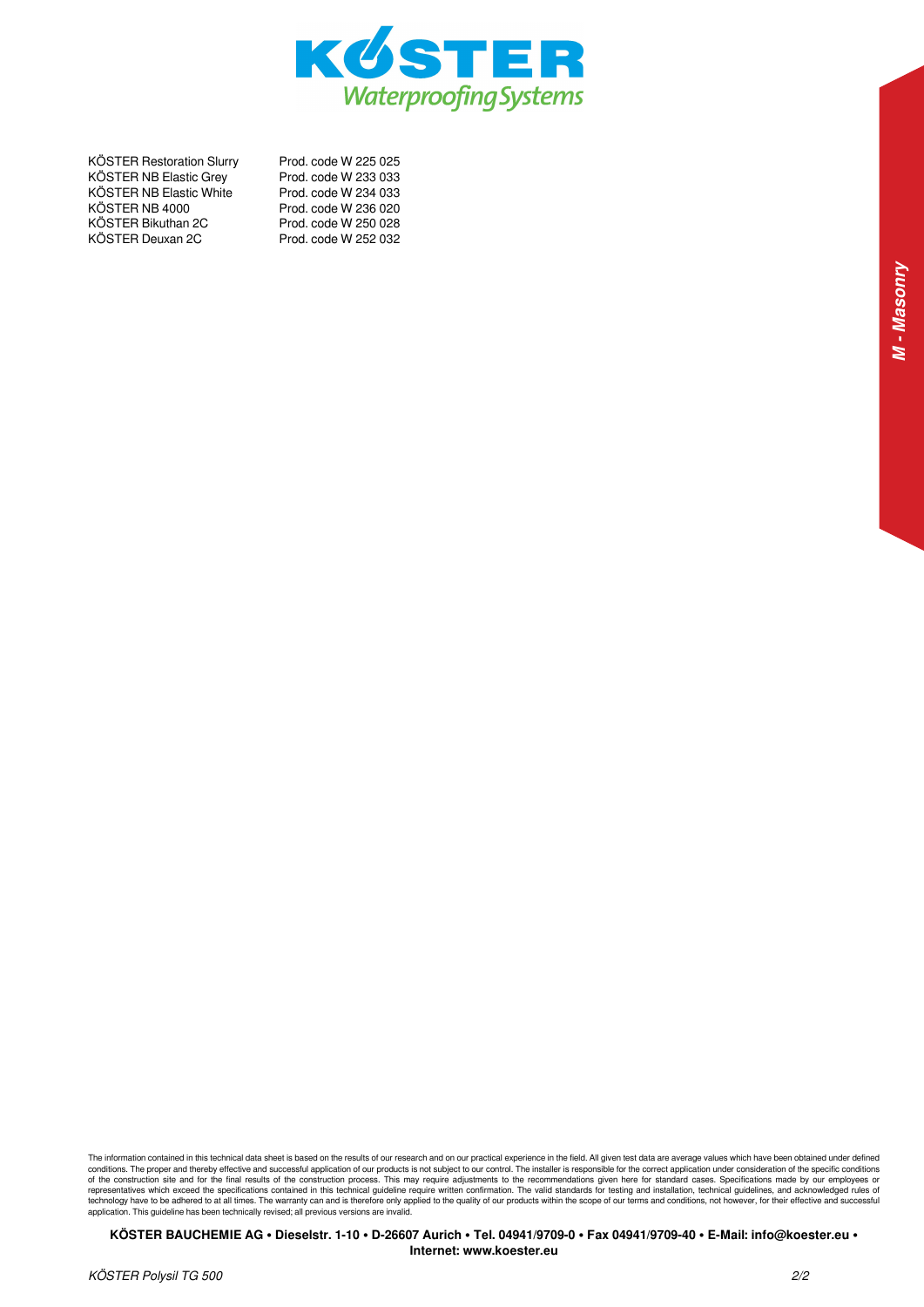| | |
|---|---|
| KÖSTER Restoration Slurry | Prod. code W 225 025 |
| KÖSTER NB Elastic Grey | Prod. code W 233 033 |
| KÖSTER NB Elastic White | Prod. code W 234 033 |
| KÖSTER NB 4000 | Prod. code W 236 020 |
| KÖSTER Bikuthan 2C | Prod. code W 250 028 |
| KÖSTER Deuxan 2C | Prod. code W 252 032 |

The information contained in this technical data sheet is based on the results of our research and on our practical experience in the field. All given test data are average values which have been obtained under defined conditions. The proper and thereby effective and successful application of our products is not subject to our control. The installer is responsible for the correct application under consideration of the specific conditions of the construction site and for the final results of the construction process. This may require adjustments to the recommendations given here for standard cases. Specifications made by our employees or representatives which exceed the specifications contained in this technical guideline require written confirmation. The valid standards for testing and installation, technical guidelines, and acknowledged rules of technology have to be adhered to at all times. The warranty can and is therefore only applied to the quality of our products within the scope of our terms and conditions, not however, for their effective and successful application. This guideline has been technically revised; all previous versions are invalid.

**KÖSTER BAUCHEMIE AG • Dieselstr. 1-10 • D-26607 Aurich • Tel. 04941/9709-0 • Fax 04941/9709-40 • E-Mail: info@koester.eu • Internet: www.koester.eu**